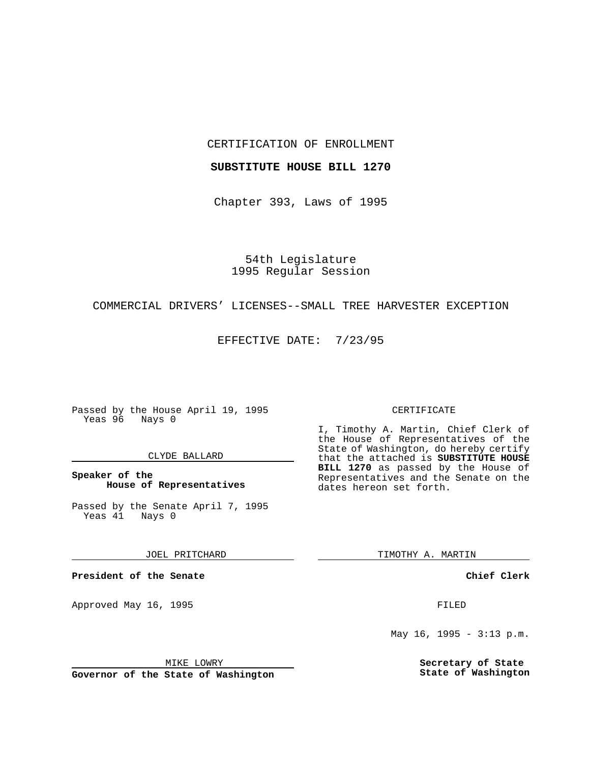CERTIFICATION OF ENROLLMENT

**SUBSTITUTE HOUSE BILL 1270**

Chapter 393, Laws of 1995

54th Legislature
1995 Regular Session

COMMERCIAL DRIVERS' LICENSES--SMALL TREE HARVESTER EXCEPTION

EFFECTIVE DATE: 7/23/95

Passed by the House April 19, 1995
Yeas 96 Nays 0

CLYDE BALLARD

**Speaker of the House of Representatives**

Passed by the Senate April 7, 1995
Yeas 41 Nays 0

JOEL PRITCHARD

**President of the Senate**

Approved May 16, 1995

MIKE LOWRY

**Governor of the State of Washington**

CERTIFICATE

I, Timothy A. Martin, Chief Clerk of the House of Representatives of the State of Washington, do hereby certify that the attached is **SUBSTITUTE HOUSE BILL 1270** as passed by the House of Representatives and the Senate on the dates hereon set forth.

TIMOTHY A. MARTIN

**Chief Clerk**

FILED

May 16, 1995 - 3:13 p.m.

**Secretary of State State of Washington**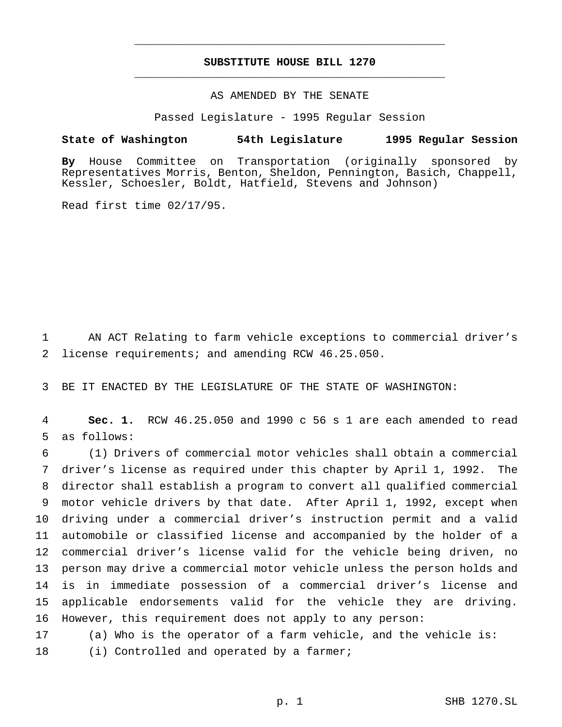**SUBSTITUTE HOUSE BILL 1270**

AS AMENDED BY THE SENATE

Passed Legislature - 1995 Regular Session

**State of Washington 54th Legislature 1995 Regular Session**

**By** House Committee on Transportation (originally sponsored by Representatives Morris, Benton, Sheldon, Pennington, Basich, Chappell, Kessler, Schoesler, Boldt, Hatfield, Stevens and Johnson)

Read first time 02/17/95.

AN ACT Relating to farm vehicle exceptions to commercial driver's license requirements; and amending RCW 46.25.050.

BE IT ENACTED BY THE LEGISLATURE OF THE STATE OF WASHINGTON:

**Sec. 1.** RCW 46.25.050 and 1990 c 56 s 1 are each amended to read as follows:

(1) Drivers of commercial motor vehicles shall obtain a commercial driver's license as required under this chapter by April 1, 1992. The director shall establish a program to convert all qualified commercial motor vehicle drivers by that date. After April 1, 1992, except when driving under a commercial driver's instruction permit and a valid automobile or classified license and accompanied by the holder of a commercial driver's license valid for the vehicle being driven, no person may drive a commercial motor vehicle unless the person holds and is in immediate possession of a commercial driver's license and applicable endorsements valid for the vehicle they are driving. However, this requirement does not apply to any person:

(a) Who is the operator of a farm vehicle, and the vehicle is:

(i) Controlled and operated by a farmer;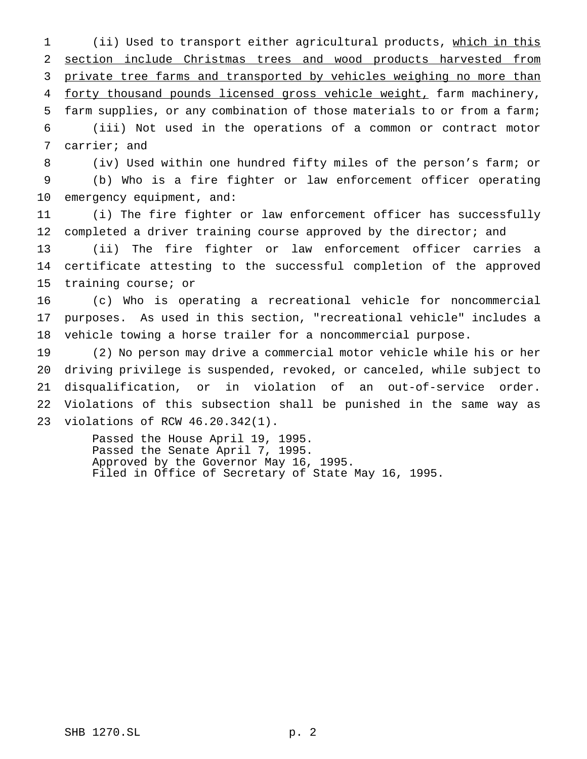(ii) Used to transport either agricultural products, <u>which in this section include Christmas trees and wood products harvested from private tree farms and transported by vehicles weighing no more than forty thousand pounds licensed gross vehicle weight,</u> farm machinery, farm supplies, or any combination of those materials to or from a farm;

(iii) Not used in the operations of a common or contract motor carrier; and

(iv) Used within one hundred fifty miles of the person's farm; or

(b) Who is a fire fighter or law enforcement officer operating emergency equipment, and:

(i) The fire fighter or law enforcement officer has successfully completed a driver training course approved by the director; and

(ii) The fire fighter or law enforcement officer carries a certificate attesting to the successful completion of the approved training course; or

(c) Who is operating a recreational vehicle for noncommercial purposes. As used in this section, "recreational vehicle" includes a vehicle towing a horse trailer for a noncommercial purpose.

(2) No person may drive a commercial motor vehicle while his or her driving privilege is suspended, revoked, or canceled, while subject to disqualification, or in violation of an out-of-service order. Violations of this subsection shall be punished in the same way as violations of RCW 46.20.342(1).

Passed the House April 19, 1995.
Passed the Senate April 7, 1995.
Approved by the Governor May 16, 1995.
Filed in Office of Secretary of State May 16, 1995.